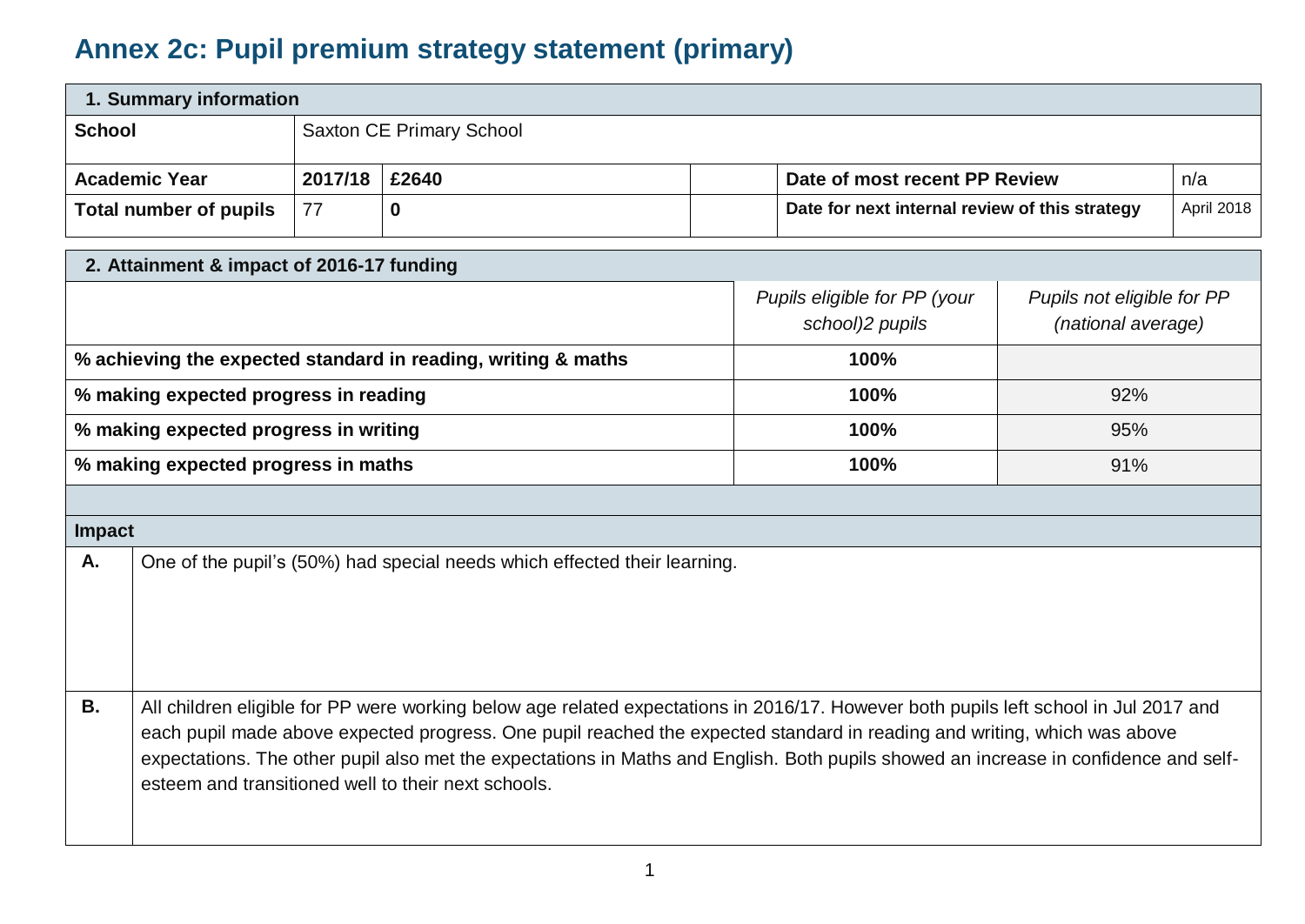# Annex 2c: Pupil premium strategy statement (primary)

| 1. Summary information | | | | | |
|---|---|---|---|---|---|
| **School** | Saxton CE Primary School | | | | |
| **Academic Year** | **2017/18** | **£2640** | | **Date of most recent PP Review** | n/a |
| **Total number of pupils** | 77 | **0** | | **Date for next internal review of this strategy** | April 2018 |

| 2. Attainment & impact of 2016-17 funding | | |
|---|---|---|
| | *Pupils eligible for PP (your school)2 pupils* | *Pupils not eligible for PP (national average)* |
| **% achieving the expected standard in reading, writing & maths** | **100%** | |
| **% making expected progress in reading** | **100%** | 92% |
| **% making expected progress in writing** | **100%** | 95% |
| **% making expected progress in maths** | **100%** | 91% |

| Impact | |
|---|---|
| **A.** | One of the pupil's (50%) had special needs which effected their learning. |
| **B.** | All children eligible for PP were working below age related expectations in 2016/17. However both pupils left school in Jul 2017 and each pupil made above expected progress. One pupil reached the expected standard in reading and writing, which was above expectations. The other pupil also met the expectations in Maths and English. Both pupils showed an increase in confidence and self-esteem and transitioned well to their next schools. |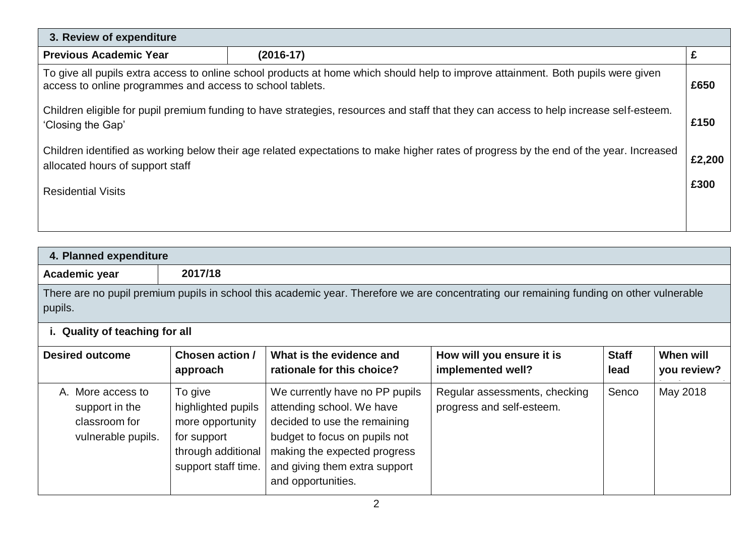| 3. Review of expenditure | | |
|---|---|---|
| **Previous Academic Year** | **(2016-17)** | **£** |
| To give all pupils extra access to online school products at home which should help to improve attainment. Both pupils were given access to online programmes and access to school tablets. | | **£650** |
| Children eligible for pupil premium funding to have strategies, resources and staff that they can access to help increase self-esteem. 'Closing the Gap' | | **£150** |
| Children identified as working below their age related expectations to make higher rates of progress by the end of the year. Increased allocated hours of support staff | | **£2,200** |
| Residential Visits | | **£300** |

| 4. Planned expenditure | | | | | |
|---|---|---|---|---|---|
| **Academic year** | **2017/18** | | | | |
| There are no pupil premium pupils in school this academic year. Therefore we are concentrating our remaining funding on other vulnerable pupils. | | | | | |
| **i. Quality of teaching for all** | | | | | |
| **Desired outcome** | **Chosen action / approach** | **What is the evidence and rationale for this choice?** | **How will you ensure it is implemented well?** | **Staff lead** | **When will you review?** |
| A. More access to support in the classroom for vulnerable pupils. | To give highlighted pupils more opportunity for support through additional support staff time. | We currently have no PP pupils attending school. We have decided to use the remaining budget to focus on pupils not making the expected progress and giving them extra support and opportunities. | Regular assessments, checking progress and self-esteem. | Senco | May 2018 |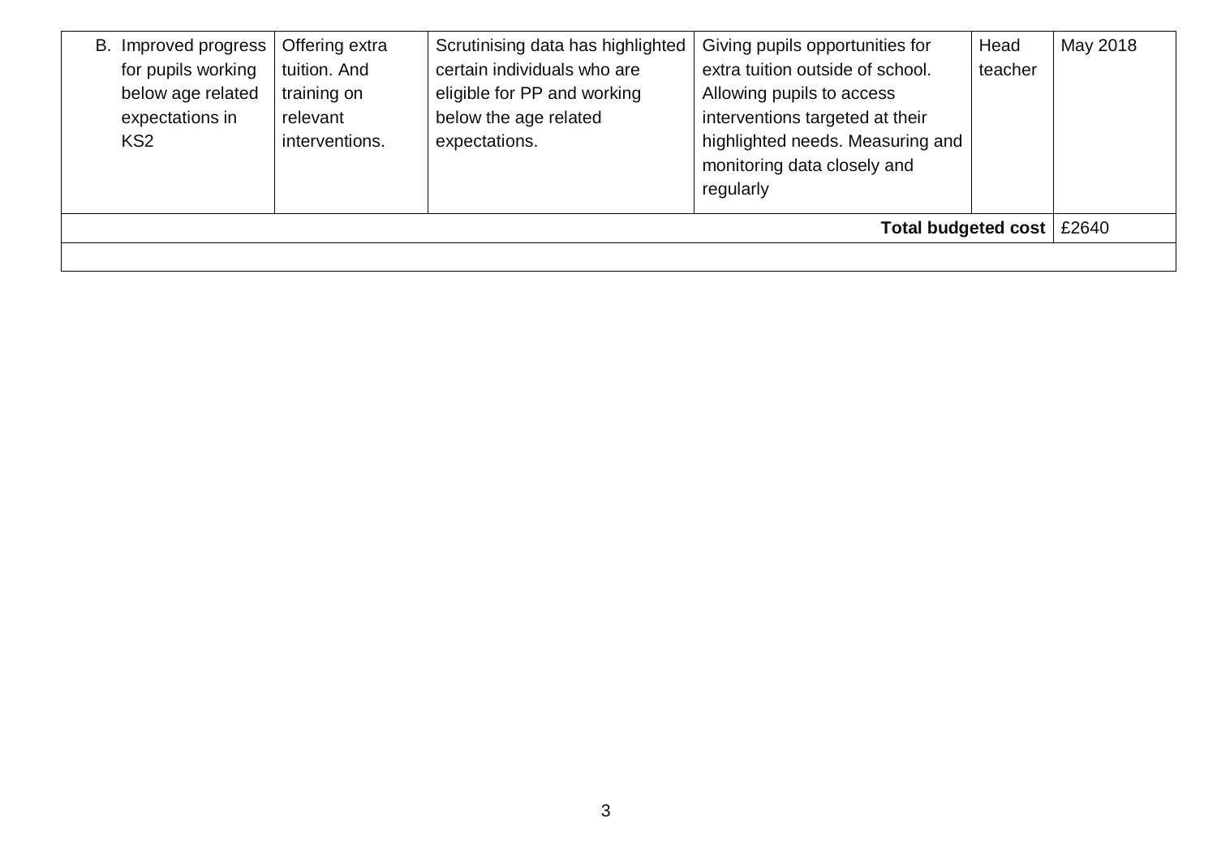| | | | | | |
|---|---|---|---|---|---|
| B. Improved progress for pupils working below age related expectations in KS2 | Offering extra tuition. And training on relevant interventions. | Scrutinising data has highlighted certain individuals who are eligible for PP and working below the age related expectations. | Giving pupils opportunities for extra tuition outside of school. Allowing pupils to access interventions targeted at their highlighted needs. Measuring and monitoring data closely and regularly | Head teacher | May 2018 |
| | | | | **Total budgeted cost** | £2640 |
| | | | | | |